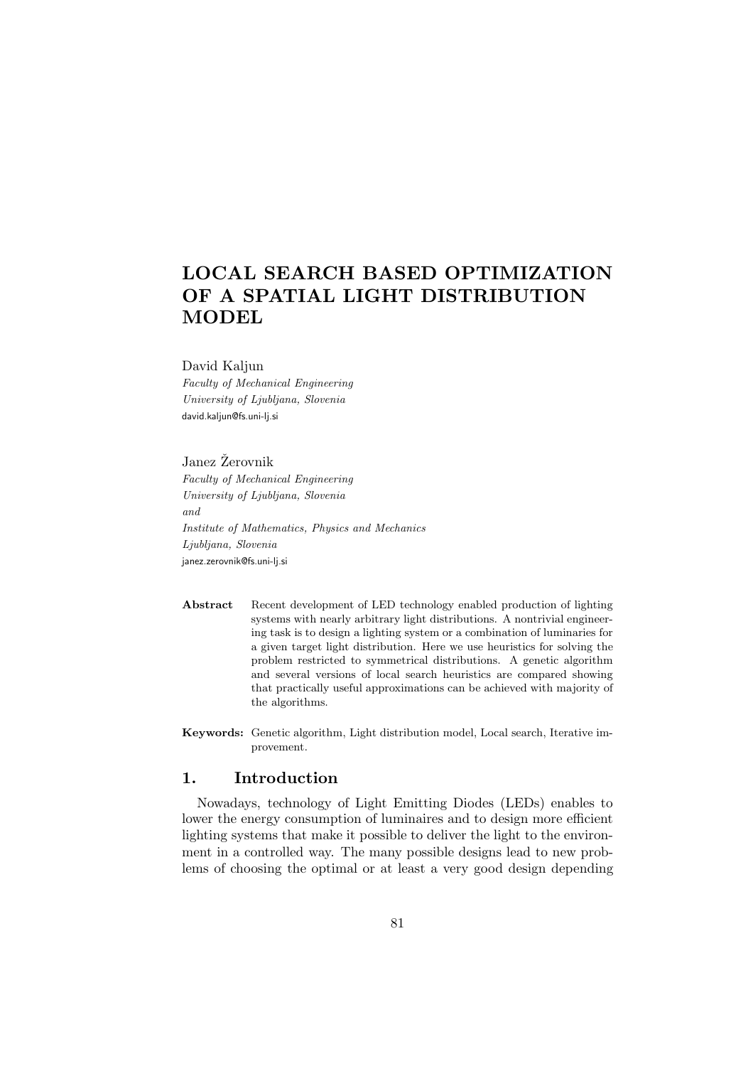# LOCAL SEARCH BASED OPTIMIZATION OF A SPATIAL LIGHT DISTRIBUTION MODEL

David Kaljun
*Faculty of Mechanical Engineering*
*University of Ljubljana, Slovenia*
david.kaljun@fs.uni-lj.si

Janez Žerovnik
*Faculty of Mechanical Engineering*
*University of Ljubljana, Slovenia*
*and*
*Institute of Mathematics, Physics and Mechanics*
*Ljubljana, Slovenia*
janez.zerovnik@fs.uni-lj.si

**Abstract** Recent development of LED technology enabled production of lighting systems with nearly arbitrary light distributions. A nontrivial engineering task is to design a lighting system or a combination of luminaries for a given target light distribution. Here we use heuristics for solving the problem restricted to symmetrical distributions. A genetic algorithm and several versions of local search heuristics are compared showing that practically useful approximations can be achieved with majority of the algorithms.

**Keywords:** Genetic algorithm, Light distribution model, Local search, Iterative improvement.

## 1. Introduction

Nowadays, technology of Light Emitting Diodes (LEDs) enables to lower the energy consumption of luminaires and to design more efficient lighting systems that make it possible to deliver the light to the environment in a controlled way. The many possible designs lead to new problems of choosing the optimal or at least a very good design depending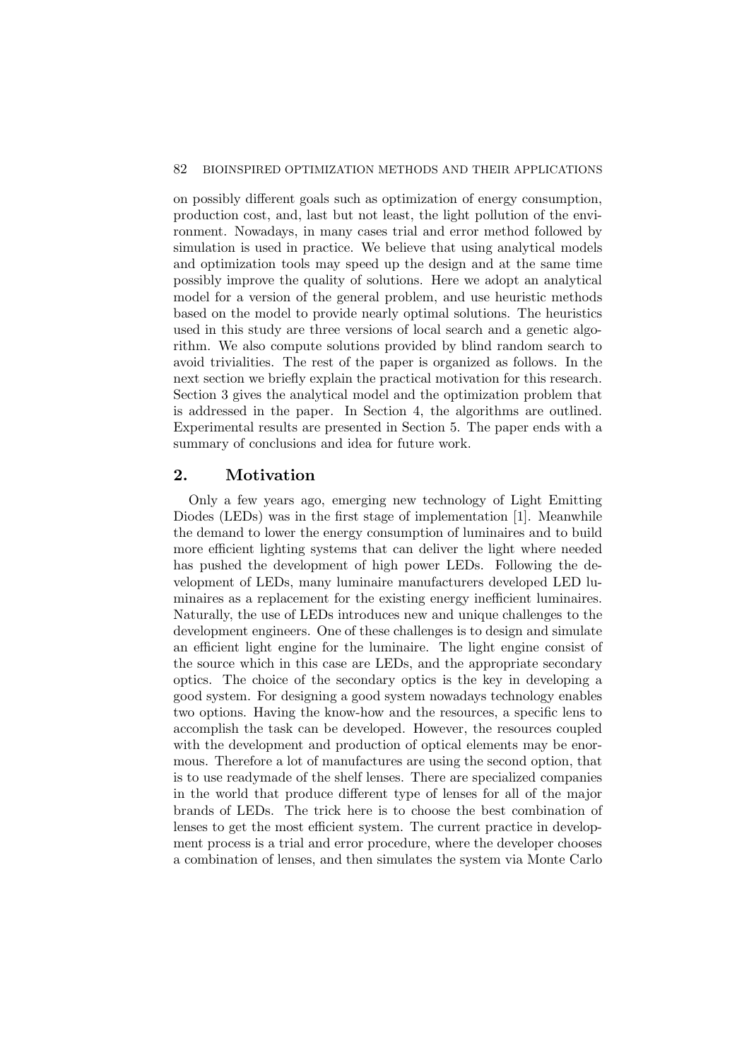on possibly different goals such as optimization of energy consumption, production cost, and, last but not least, the light pollution of the environment. Nowadays, in many cases trial and error method followed by simulation is used in practice. We believe that using analytical models and optimization tools may speed up the design and at the same time possibly improve the quality of solutions. Here we adopt an analytical model for a version of the general problem, and use heuristic methods based on the model to provide nearly optimal solutions. The heuristics used in this study are three versions of local search and a genetic algorithm. We also compute solutions provided by blind random search to avoid trivialities. The rest of the paper is organized as follows. In the next section we briefly explain the practical motivation for this research. Section 3 gives the analytical model and the optimization problem that is addressed in the paper. In Section 4, the algorithms are outlined. Experimental results are presented in Section 5. The paper ends with a summary of conclusions and idea for future work.

## 2. Motivation

Only a few years ago, emerging new technology of Light Emitting Diodes (LEDs) was in the first stage of implementation [1]. Meanwhile the demand to lower the energy consumption of luminaires and to build more efficient lighting systems that can deliver the light where needed has pushed the development of high power LEDs. Following the development of LEDs, many luminaire manufacturers developed LED luminaires as a replacement for the existing energy inefficient luminaires. Naturally, the use of LEDs introduces new and unique challenges to the development engineers. One of these challenges is to design and simulate an efficient light engine for the luminaire. The light engine consist of the source which in this case are LEDs, and the appropriate secondary optics. The choice of the secondary optics is the key in developing a good system. For designing a good system nowadays technology enables two options. Having the know-how and the resources, a specific lens to accomplish the task can be developed. However, the resources coupled with the development and production of optical elements may be enormous. Therefore a lot of manufactures are using the second option, that is to use readymade of the shelf lenses. There are specialized companies in the world that produce different type of lenses for all of the major brands of LEDs. The trick here is to choose the best combination of lenses to get the most efficient system. The current practice in development process is a trial and error procedure, where the developer chooses a combination of lenses, and then simulates the system via Monte Carlo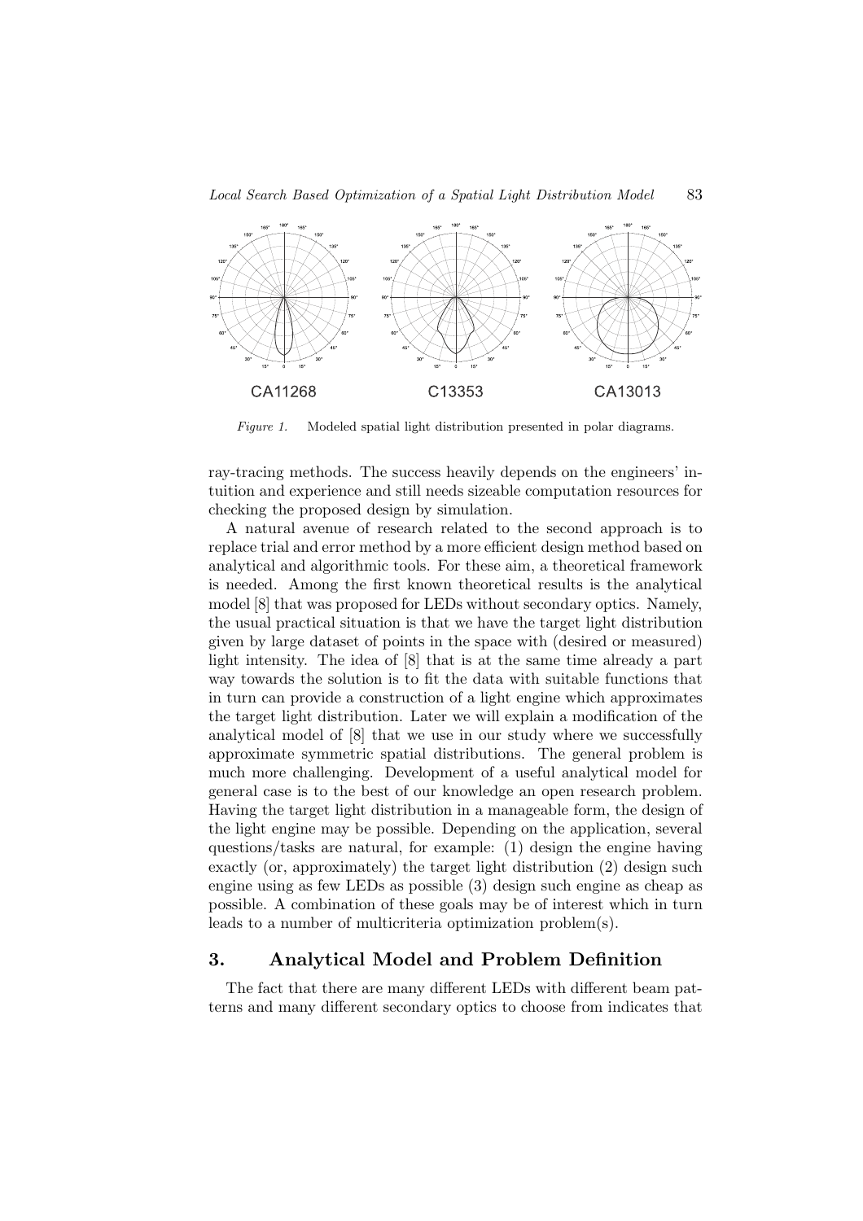*Figure 1.* Modeled spatial light distribution presented in polar diagrams.

ray-tracing methods. The success heavily depends on the engineers' intuition and experience and still needs sizeable computation resources for checking the proposed design by simulation.

A natural avenue of research related to the second approach is to replace trial and error method by a more efficient design method based on analytical and algorithmic tools. For these aim, a theoretical framework is needed. Among the first known theoretical results is the analytical model [8] that was proposed for LEDs without secondary optics. Namely, the usual practical situation is that we have the target light distribution given by large dataset of points in the space with (desired or measured) light intensity. The idea of [8] that is at the same time already a part way towards the solution is to fit the data with suitable functions that in turn can provide a construction of a light engine which approximates the target light distribution. Later we will explain a modification of the analytical model of [8] that we use in our study where we successfully approximate symmetric spatial distributions. The general problem is much more challenging. Development of a useful analytical model for general case is to the best of our knowledge an open research problem. Having the target light distribution in a manageable form, the design of the light engine may be possible. Depending on the application, several questions/tasks are natural, for example: (1) design the engine having exactly (or, approximately) the target light distribution (2) design such engine using as few LEDs as possible (3) design such engine as cheap as possible. A combination of these goals may be of interest which in turn leads to a number of multicriteria optimization problem(s).

## 3. Analytical Model and Problem Definition

The fact that there are many different LEDs with different beam patterns and many different secondary optics to choose from indicates that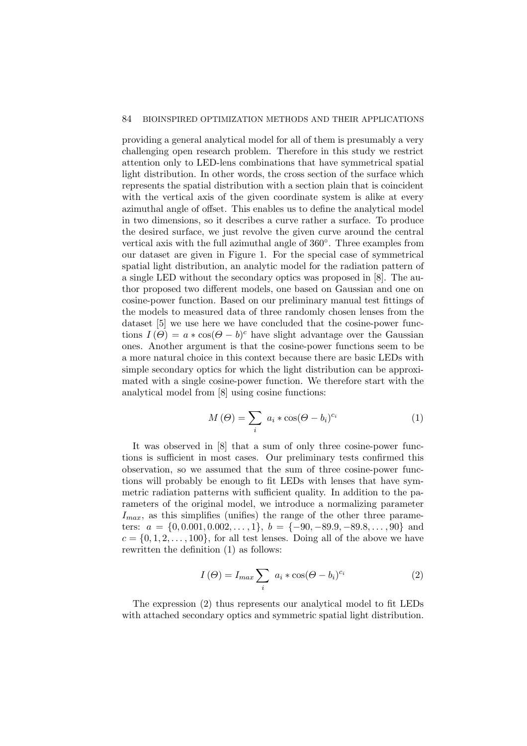providing a general analytical model for all of them is presumably a very challenging open research problem. Therefore in this study we restrict attention only to LED-lens combinations that have symmetrical spatial light distribution. In other words, the cross section of the surface which represents the spatial distribution with a section plain that is coincident with the vertical axis of the given coordinate system is alike at every azimuthal angle of offset. This enables us to define the analytical model in two dimensions, so it describes a curve rather a surface. To produce the desired surface, we just revolve the given curve around the central vertical axis with the full azimuthal angle of 360°. Three examples from our dataset are given in Figure 1. For the special case of symmetrical spatial light distribution, an analytic model for the radiation pattern of a single LED without the secondary optics was proposed in [8]. The author proposed two different models, one based on Gaussian and one on cosine-power function. Based on our preliminary manual test fittings of the models to measured data of three randomly chosen lenses from the dataset [5] we use here we have concluded that the cosine-power functions $I(\Theta) = a * \cos(\Theta - b)^c$ have slight advantage over the Gaussian ones. Another argument is that the cosine-power functions seem to be a more natural choice in this context because there are basic LEDs with simple secondary optics for which the light distribution can be approximated with a single cosine-power function. We therefore start with the analytical model from [8] using cosine functions:

$$M(\Theta) = \sum_i \; a_i * \cos(\Theta - b_i)^{c_i} \tag{1}$$

It was observed in [8] that a sum of only three cosine-power functions is sufficient in most cases. Our preliminary tests confirmed this observation, so we assumed that the sum of three cosine-power functions will probably be enough to fit LEDs with lenses that have symmetric radiation patterns with sufficient quality. In addition to the parameters of the original model, we introduce a normalizing parameter $I_{max}$, as this simplifies (unifies) the range of the other three parameters: $a = \{0, 0.001, 0.002, \ldots, 1\}$, $b = \{-90, -89.9, -89.8, \ldots, 90\}$ and $c = \{0, 1, 2, \ldots, 100\}$, for all test lenses. Doing all of the above we have rewritten the definition (1) as follows:

$$I(\Theta) = I_{max} \sum_i \; a_i * \cos(\Theta - b_i)^{c_i} \tag{2}$$

The expression (2) thus represents our analytical model to fit LEDs with attached secondary optics and symmetric spatial light distribution.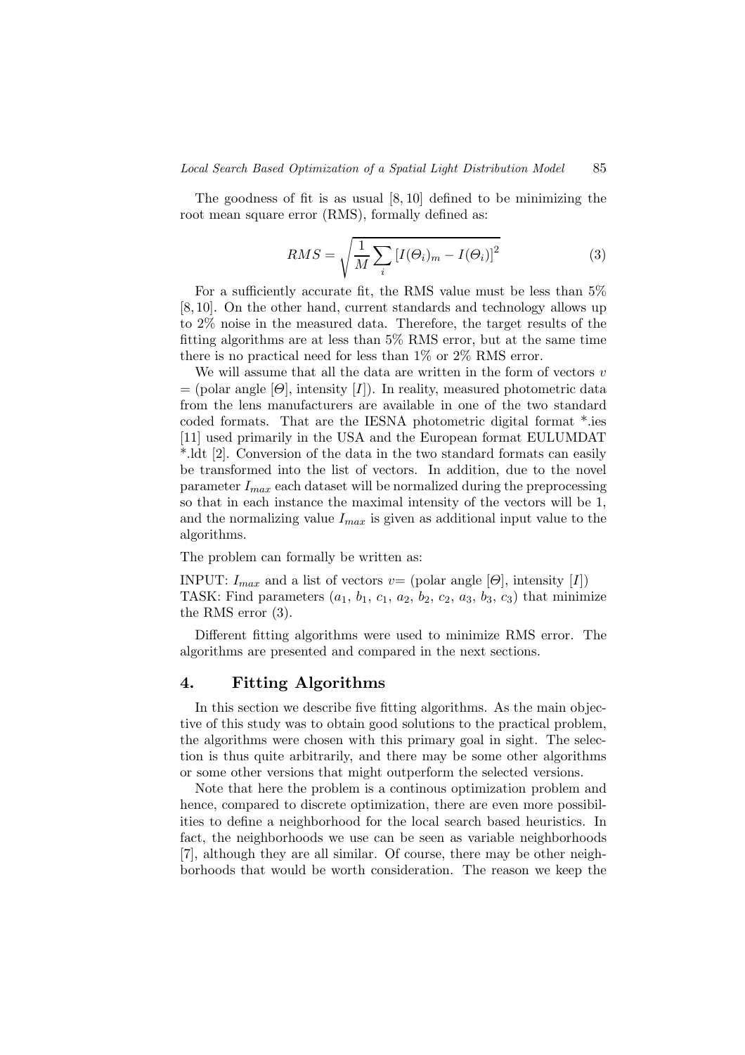The goodness of fit is as usual [8, 10] defined to be minimizing the root mean square error (RMS), formally defined as:

$$RMS = \sqrt{\frac{1}{M}\sum_{i}\left[I(\Theta_i)_m - I(\Theta_i)\right]^2} \tag{3}$$

For a sufficiently accurate fit, the RMS value must be less than 5% [8, 10]. On the other hand, current standards and technology allows up to 2% noise in the measured data. Therefore, the target results of the fitting algorithms are at less than 5% RMS error, but at the same time there is no practical need for less than 1% or 2% RMS error.

We will assume that all the data are written in the form of vectors $v$ = (polar angle [$\Theta$], intensity [$I$]). In reality, measured photometric data from the lens manufacturers are available in one of the two standard coded formats. That are the IESNA photometric digital format *.ies [11] used primarily in the USA and the European format EULUMDAT *.ldt [2]. Conversion of the data in the two standard formats can easily be transformed into the list of vectors. In addition, due to the novel parameter $I_{max}$ each dataset will be normalized during the preprocessing so that in each instance the maximal intensity of the vectors will be 1, and the normalizing value $I_{max}$ is given as additional input value to the algorithms.

The problem can formally be written as:

INPUT: $I_{max}$ and a list of vectors $v$= (polar angle [$\Theta$], intensity [$I$])
TASK: Find parameters ($a_1$, $b_1$, $c_1$, $a_2$, $b_2$, $c_2$, $a_3$, $b_3$, $c_3$) that minimize the RMS error (3).

Different fitting algorithms were used to minimize RMS error. The algorithms are presented and compared in the next sections.

## 4. Fitting Algorithms

In this section we describe five fitting algorithms. As the main objective of this study was to obtain good solutions to the practical problem, the algorithms were chosen with this primary goal in sight. The selection is thus quite arbitrarily, and there may be some other algorithms or some other versions that might outperform the selected versions.

Note that here the problem is a continous optimization problem and hence, compared to discrete optimization, there are even more possibilities to define a neighborhood for the local search based heuristics. In fact, the neighborhoods we use can be seen as variable neighborhoods [7], although they are all similar. Of course, there may be other neighborhoods that would be worth consideration. The reason we keep the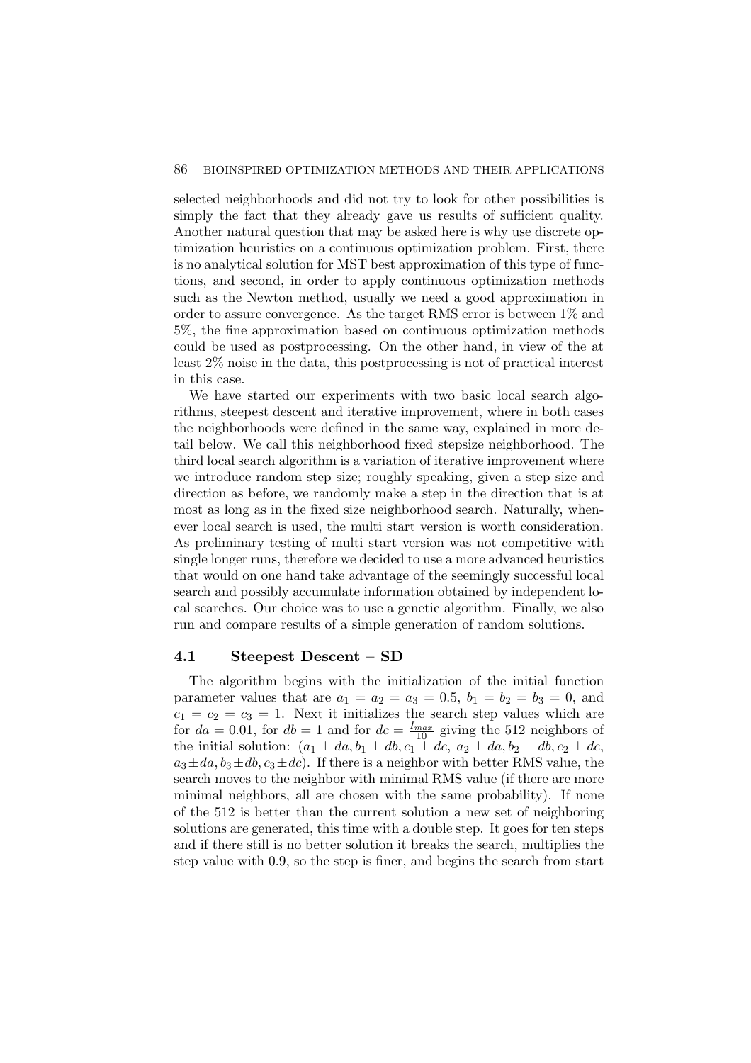selected neighborhoods and did not try to look for other possibilities is simply the fact that they already gave us results of sufficient quality. Another natural question that may be asked here is why use discrete optimization heuristics on a continuous optimization problem. First, there is no analytical solution for MST best approximation of this type of functions, and second, in order to apply continuous optimization methods such as the Newton method, usually we need a good approximation in order to assure convergence. As the target RMS error is between 1% and 5%, the fine approximation based on continuous optimization methods could be used as postprocessing. On the other hand, in view of the at least 2% noise in the data, this postprocessing is not of practical interest in this case.

We have started our experiments with two basic local search algorithms, steepest descent and iterative improvement, where in both cases the neighborhoods were defined in the same way, explained in more detail below. We call this neighborhood fixed stepsize neighborhood. The third local search algorithm is a variation of iterative improvement where we introduce random step size; roughly speaking, given a step size and direction as before, we randomly make a step in the direction that is at most as long as in the fixed size neighborhood search. Naturally, whenever local search is used, the multi start version is worth consideration. As preliminary testing of multi start version was not competitive with single longer runs, therefore we decided to use a more advanced heuristics that would on one hand take advantage of the seemingly successful local search and possibly accumulate information obtained by independent local searches. Our choice was to use a genetic algorithm. Finally, we also run and compare results of a simple generation of random solutions.

## 4.1 Steepest Descent – SD

The algorithm begins with the initialization of the initial function parameter values that are $a_1 = a_2 = a_3 = 0.5$, $b_1 = b_2 = b_3 = 0$, and $c_1 = c_2 = c_3 = 1$. Next it initializes the search step values which are for $da = 0.01$, for $db = 1$ and for $dc = \frac{I_{max}}{10}$ giving the 512 neighbors of the initial solution: $(a_1 \pm da, b_1 \pm db, c_1 \pm dc,\ a_2 \pm da, b_2 \pm db, c_2 \pm dc,\ a_3 \pm da, b_3 \pm db, c_3 \pm dc)$. If there is a neighbor with better RMS value, the search moves to the neighbor with minimal RMS value (if there are more minimal neighbors, all are chosen with the same probability). If none of the 512 is better than the current solution a new set of neighboring solutions are generated, this time with a double step. It goes for ten steps and if there still is no better solution it breaks the search, multiplies the step value with 0.9, so the step is finer, and begins the search from start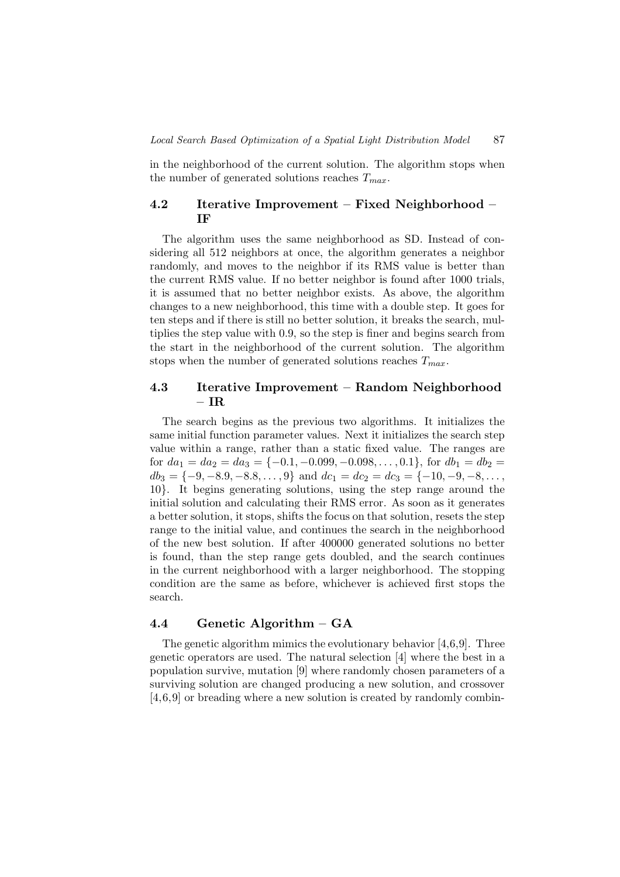in the neighborhood of the current solution. The algorithm stops when the number of generated solutions reaches $T_{max}$.

### 4.2 Iterative Improvement – Fixed Neighborhood – IF

The algorithm uses the same neighborhood as SD. Instead of considering all 512 neighbors at once, the algorithm generates a neighbor randomly, and moves to the neighbor if its RMS value is better than the current RMS value. If no better neighbor is found after 1000 trials, it is assumed that no better neighbor exists. As above, the algorithm changes to a new neighborhood, this time with a double step. It goes for ten steps and if there is still no better solution, it breaks the search, multiplies the step value with 0.9, so the step is finer and begins search from the start in the neighborhood of the current solution. The algorithm stops when the number of generated solutions reaches $T_{max}$.

### 4.3 Iterative Improvement – Random Neighborhood – IR

The search begins as the previous two algorithms. It initializes the same initial function parameter values. Next it initializes the search step value within a range, rather than a static fixed value. The ranges are for $da_1 = da_2 = da_3 = \{-0.1, -0.099, -0.098, \ldots, 0.1\}$, for $db_1 = db_2 = db_3 = \{-9, -8.9, -8.8, \ldots, 9\}$ and $dc_1 = dc_2 = dc_3 = \{-10, -9, -8, \ldots, 10\}$. It begins generating solutions, using the step range around the initial solution and calculating their RMS error. As soon as it generates a better solution, it stops, shifts the focus on that solution, resets the step range to the initial value, and continues the search in the neighborhood of the new best solution. If after 400000 generated solutions no better is found, than the step range gets doubled, and the search continues in the current neighborhood with a larger neighborhood. The stopping condition are the same as before, whichever is achieved first stops the search.

### 4.4 Genetic Algorithm – GA

The genetic algorithm mimics the evolutionary behavior [4,6,9]. Three genetic operators are used. The natural selection [4] where the best in a population survive, mutation [9] where randomly chosen parameters of a surviving solution are changed producing a new solution, and crossover [4,6,9] or breading where a new solution is created by randomly combin-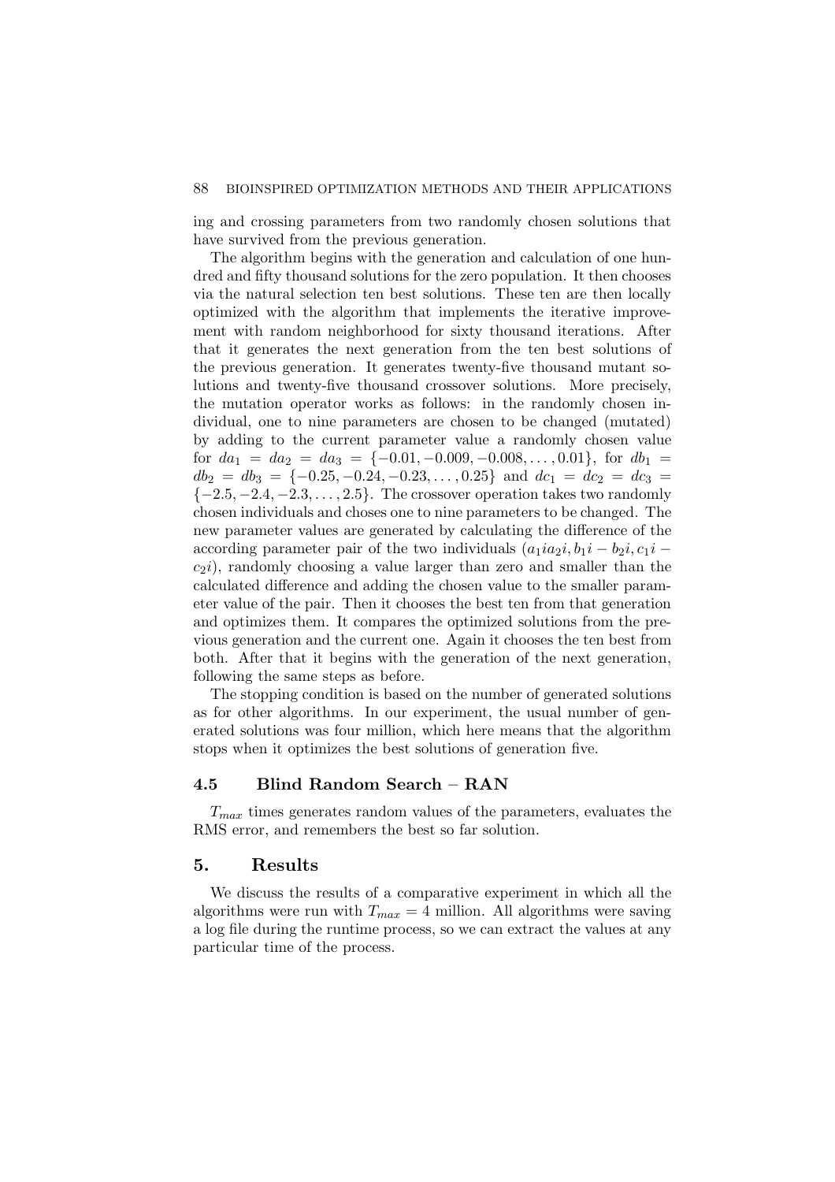ing and crossing parameters from two randomly chosen solutions that have survived from the previous generation.

The algorithm begins with the generation and calculation of one hundred and fifty thousand solutions for the zero population. It then chooses via the natural selection ten best solutions. These ten are then locally optimized with the algorithm that implements the iterative improvement with random neighborhood for sixty thousand iterations. After that it generates the next generation from the ten best solutions of the previous generation. It generates twenty-five thousand mutant solutions and twenty-five thousand crossover solutions. More precisely, the mutation operator works as follows: in the randomly chosen individual, one to nine parameters are chosen to be changed (mutated) by adding to the current parameter value a randomly chosen value for $da_1 = da_2 = da_3 = \{-0.01, -0.009, -0.008, \ldots, 0.01\}$, for $db_1 = db_2 = db_3 = \{-0.25, -0.24, -0.23, \ldots, 0.25\}$ and $dc_1 = dc_2 = dc_3 = \{-2.5, -2.4, -2.3, \ldots, 2.5\}$. The crossover operation takes two randomly chosen individuals and choses one to nine parameters to be changed. The new parameter values are generated by calculating the difference of the according parameter pair of the two individuals $(a_1 i a_2 i, b_1 i - b_2 i, c_1 i - c_2 i)$, randomly choosing a value larger than zero and smaller than the calculated difference and adding the chosen value to the smaller parameter value of the pair. Then it chooses the best ten from that generation and optimizes them. It compares the optimized solutions from the previous generation and the current one. Again it chooses the ten best from both. After that it begins with the generation of the next generation, following the same steps as before.

The stopping condition is based on the number of generated solutions as for other algorithms. In our experiment, the usual number of generated solutions was four million, which here means that the algorithm stops when it optimizes the best solutions of generation five.

### 4.5 Blind Random Search – RAN

$T_{max}$ times generates random values of the parameters, evaluates the RMS error, and remembers the best so far solution.

## 5. Results

We discuss the results of a comparative experiment in which all the algorithms were run with $T_{max} = 4$ million. All algorithms were saving a log file during the runtime process, so we can extract the values at any particular time of the process.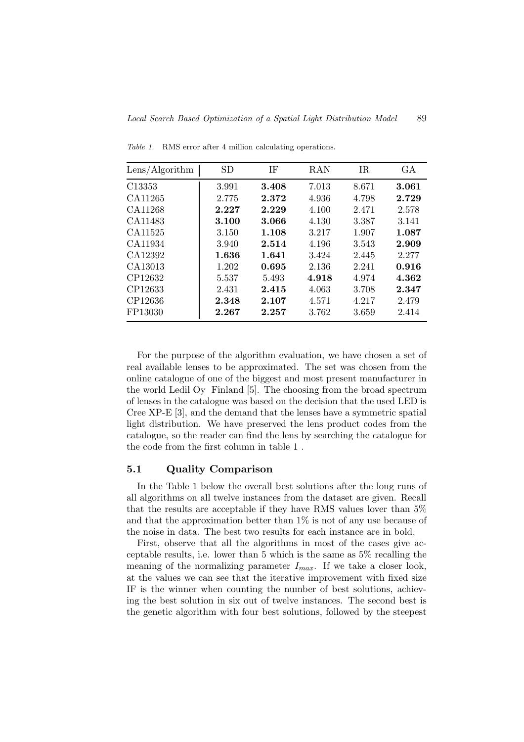*Table 1.* RMS error after 4 million calculating operations.

| Lens/Algorithm | SD | IF | RAN | IR | GA |
|---|---|---|---|---|---|
| C13353 | 3.991 | **3.408** | 7.013 | 8.671 | **3.061** |
| CA11265 | 2.775 | **2.372** | 4.936 | 4.798 | **2.729** |
| CA11268 | **2.227** | **2.229** | 4.100 | 2.471 | 2.578 |
| CA11483 | **3.100** | **3.066** | 4.130 | 3.387 | 3.141 |
| CA11525 | 3.150 | **1.108** | 3.217 | 1.907 | **1.087** |
| CA11934 | 3.940 | **2.514** | 4.196 | 3.543 | **2.909** |
| CA12392 | **1.636** | **1.641** | 3.424 | 2.445 | 2.277 |
| CA13013 | 1.202 | **0.695** | 2.136 | 2.241 | **0.916** |
| CP12632 | 5.537 | 5.493 | **4.918** | 4.974 | **4.362** |
| CP12633 | 2.431 | **2.415** | 4.063 | 3.708 | **2.347** |
| CP12636 | **2.348** | **2.107** | 4.571 | 4.217 | 2.479 |
| FP13030 | **2.267** | **2.257** | 3.762 | 3.659 | 2.414 |

For the purpose of the algorithm evaluation, we have chosen a set of real available lenses to be approximated. The set was chosen from the online catalogue of one of the biggest and most present manufacturer in the world Ledil Oy Finland [5]. The choosing from the broad spectrum of lenses in the catalogue was based on the decision that the used LED is Cree XP-E [3], and the demand that the lenses have a symmetric spatial light distribution. We have preserved the lens product codes from the catalogue, so the reader can find the lens by searching the catalogue for the code from the first column in table 1 .

### 5.1 Quality Comparison

In the Table 1 below the overall best solutions after the long runs of all algorithms on all twelve instances from the dataset are given. Recall that the results are acceptable if they have RMS values lover than 5% and that the approximation better than 1% is not of any use because of the noise in data. The best two results for each instance are in bold.

First, observe that all the algorithms in most of the cases give acceptable results, i.e. lower than 5 which is the same as 5% recalling the meaning of the normalizing parameter $I_{max}$. If we take a closer look, at the values we can see that the iterative improvement with fixed size IF is the winner when counting the number of best solutions, achieving the best solution in six out of twelve instances. The second best is the genetic algorithm with four best solutions, followed by the steepest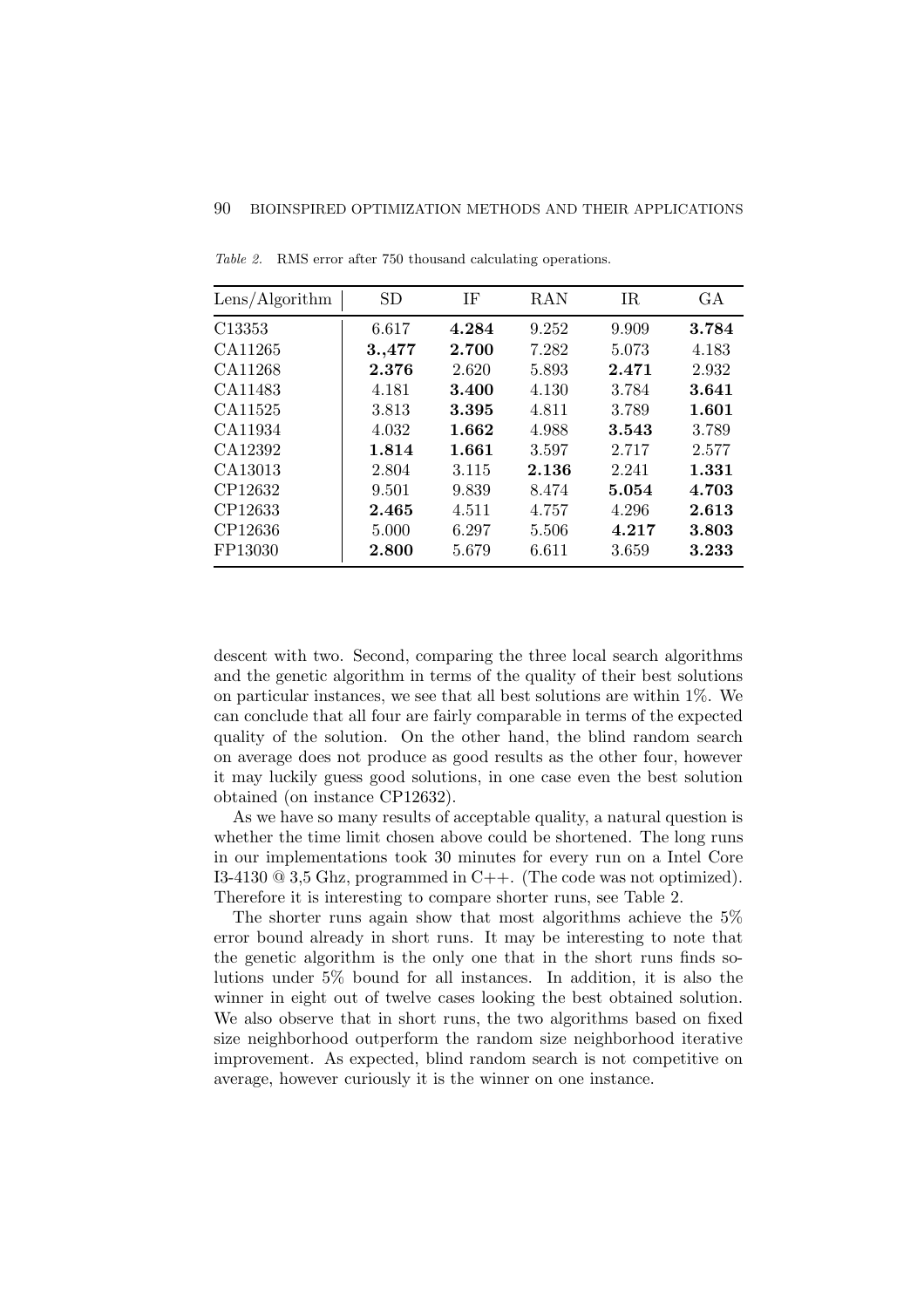*Table 2.* RMS error after 750 thousand calculating operations.

| Lens/Algorithm | SD | IF | RAN | IR | GA |
|---|---|---|---|---|---|
| C13353 | 6.617 | **4.284** | 9.252 | 9.909 | **3.784** |
| CA11265 | **3.,477** | **2.700** | 7.282 | 5.073 | 4.183 |
| CA11268 | **2.376** | 2.620 | 5.893 | **2.471** | 2.932 |
| CA11483 | 4.181 | **3.400** | 4.130 | 3.784 | **3.641** |
| CA11525 | 3.813 | **3.395** | 4.811 | 3.789 | **1.601** |
| CA11934 | 4.032 | **1.662** | 4.988 | **3.543** | 3.789 |
| CA12392 | **1.814** | **1.661** | 3.597 | 2.717 | 2.577 |
| CA13013 | 2.804 | 3.115 | **2.136** | 2.241 | **1.331** |
| CP12632 | 9.501 | 9.839 | 8.474 | **5.054** | **4.703** |
| CP12633 | **2.465** | 4.511 | 4.757 | 4.296 | **2.613** |
| CP12636 | 5.000 | 6.297 | 5.506 | **4.217** | **3.803** |
| FP13030 | **2.800** | 5.679 | 6.611 | 3.659 | **3.233** |

descent with two. Second, comparing the three local search algorithms and the genetic algorithm in terms of the quality of their best solutions on particular instances, we see that all best solutions are within 1%. We can conclude that all four are fairly comparable in terms of the expected quality of the solution. On the other hand, the blind random search on average does not produce as good results as the other four, however it may luckily guess good solutions, in one case even the best solution obtained (on instance CP12632).

As we have so many results of acceptable quality, a natural question is whether the time limit chosen above could be shortened. The long runs in our implementations took 30 minutes for every run on a Intel Core I3-4130 @ 3,5 Ghz, programmed in C++. (The code was not optimized). Therefore it is interesting to compare shorter runs, see Table 2.

The shorter runs again show that most algorithms achieve the 5% error bound already in short runs. It may be interesting to note that the genetic algorithm is the only one that in the short runs finds solutions under 5% bound for all instances. In addition, it is also the winner in eight out of twelve cases looking the best obtained solution. We also observe that in short runs, the two algorithms based on fixed size neighborhood outperform the random size neighborhood iterative improvement. As expected, blind random search is not competitive on average, however curiously it is the winner on one instance.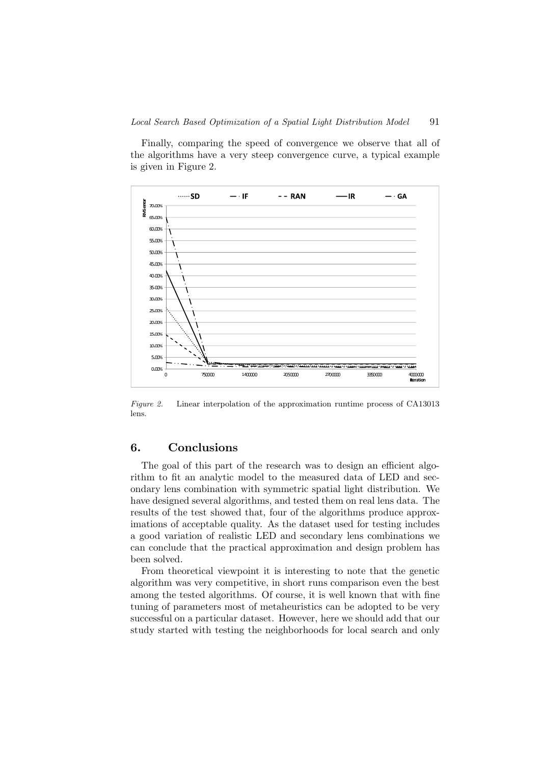Finally, comparing the speed of convergence we observe that all of the algorithms have a very steep convergence curve, a typical example is given in Figure 2.

*Figure 2.* Linear interpolation of the approximation runtime process of CA13013 lens.

## 6. Conclusions

The goal of this part of the research was to design an efficient algorithm to fit an analytic model to the measured data of LED and secondary lens combination with symmetric spatial light distribution. We have designed several algorithms, and tested them on real lens data. The results of the test showed that, four of the algorithms produce approximations of acceptable quality. As the dataset used for testing includes a good variation of realistic LED and secondary lens combinations we can conclude that the practical approximation and design problem has been solved.

From theoretical viewpoint it is interesting to note that the genetic algorithm was very competitive, in short runs comparison even the best among the tested algorithms. Of course, it is well known that with fine tuning of parameters most of metaheuristics can be adopted to be very successful on a particular dataset. However, here we should add that our study started with testing the neighborhoods for local search and only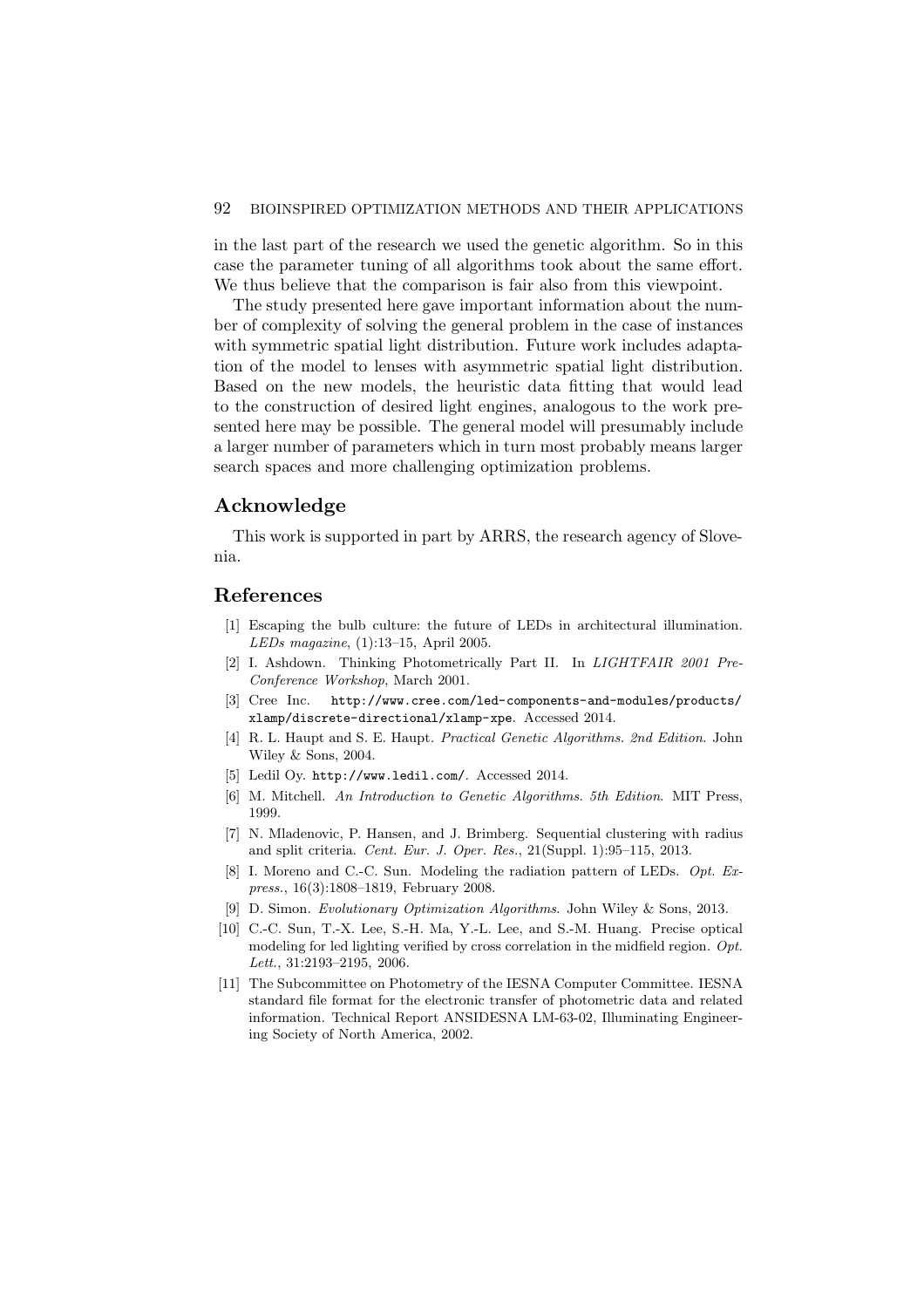in the last part of the research we used the genetic algorithm. So in this case the parameter tuning of all algorithms took about the same effort. We thus believe that the comparison is fair also from this viewpoint.

The study presented here gave important information about the number of complexity of solving the general problem in the case of instances with symmetric spatial light distribution. Future work includes adaptation of the model to lenses with asymmetric spatial light distribution. Based on the new models, the heuristic data fitting that would lead to the construction of desired light engines, analogous to the work presented here may be possible. The general model will presumably include a larger number of parameters which in turn most probably means larger search spaces and more challenging optimization problems.

## Acknowledge

This work is supported in part by ARRS, the research agency of Slovenia.

## References

[1] Escaping the bulb culture: the future of LEDs in architectural illumination. *LEDs magazine*, (1):13–15, April 2005.

[2] I. Ashdown. Thinking Photometrically Part II. In *LIGHTFAIR 2001 Pre-Conference Workshop*, March 2001.

[3] Cree Inc. http://www.cree.com/led-components-and-modules/products/xlamp/discrete-directional/xlamp-xpe. Accessed 2014.

[4] R. L. Haupt and S. E. Haupt. *Practical Genetic Algorithms. 2nd Edition*. John Wiley & Sons, 2004.

[5] Ledil Oy. http://www.ledil.com/. Accessed 2014.

[6] M. Mitchell. *An Introduction to Genetic Algorithms. 5th Edition*. MIT Press, 1999.

[7] N. Mladenovic, P. Hansen, and J. Brimberg. Sequential clustering with radius and split criteria. *Cent. Eur. J. Oper. Res.*, 21(Suppl. 1):95–115, 2013.

[8] I. Moreno and C.-C. Sun. Modeling the radiation pattern of LEDs. *Opt. Express.*, 16(3):1808–1819, February 2008.

[9] D. Simon. *Evolutionary Optimization Algorithms*. John Wiley & Sons, 2013.

[10] C.-C. Sun, T.-X. Lee, S.-H. Ma, Y.-L. Lee, and S.-M. Huang. Precise optical modeling for led lighting verified by cross correlation in the midfield region. *Opt. Lett.*, 31:2193–2195, 2006.

[11] The Subcommittee on Photometry of the IESNA Computer Committee. IESNA standard file format for the electronic transfer of photometric data and related information. Technical Report ANSIDESNA LM-63-02, Illuminating Engineering Society of North America, 2002.